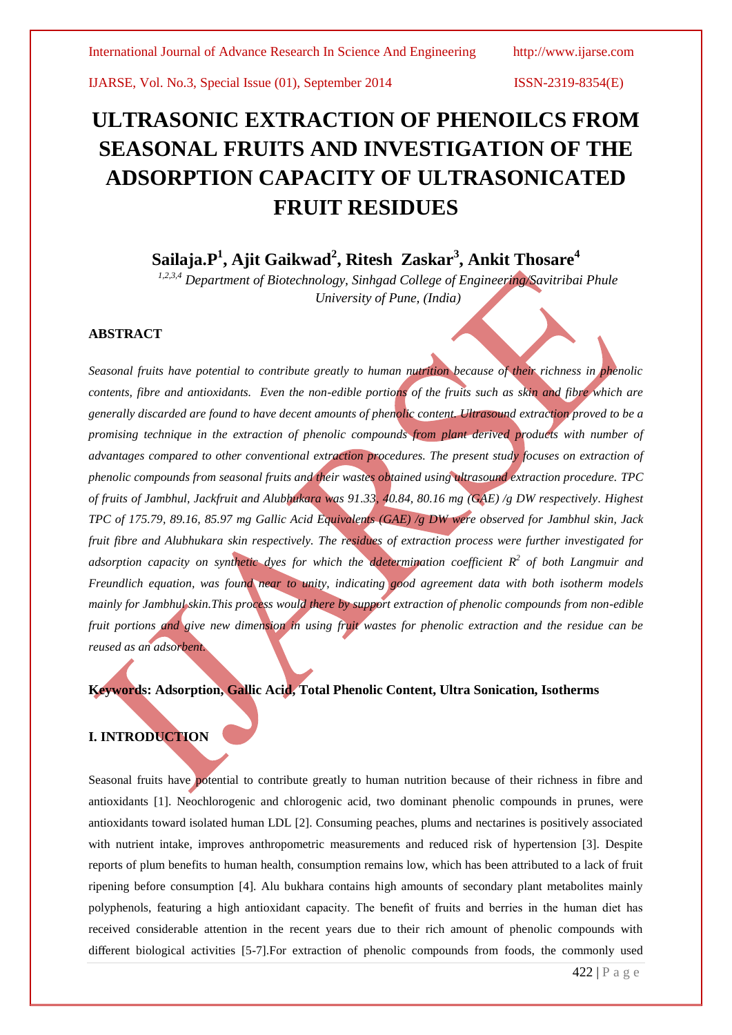# ULTRASONIC EXTRACTION OF PHENOILCS FROM SEASONAL FRUITS AND INVESTIGATION OF THE ADSORPTION CAPACITY OF ULTRASONICATED FRUIT RESIDUES

**Sailaja.P[1], Ajit Gaikwad[2], Ritesh Zaskar[3], Ankit Thosare[4]**

*[1,2,3,4] Department of Biotechnology, Sinhgad College of Engineering/Savitribai Phule University of Pune, (India)*

### ABSTRACT

*Seasonal fruits have potential to contribute greatly to human nutrition because of their richness in phenolic contents, fibre and antioxidants. Even the non-edible portions of the fruits such as skin and fibre which are generally discarded are found to have decent amounts of phenolic content. Ultrasound extraction proved to be a promising technique in the extraction of phenolic compounds from plant derived products with number of advantages compared to other conventional extraction procedures. The present study focuses on extraction of phenolic compounds from seasonal fruits and their wastes obtained using ultrasound extraction procedure. TPC of fruits of Jambhul, Jackfruit and Alubhukara was 91.33, 40.84, 80.16 mg (GAE) /g DW respectively. Highest TPC of 175.79, 89.16, 85.97 mg Gallic Acid Equivalents (GAE) /g DW were observed for Jambhul skin, Jack fruit fibre and Alubhukara skin respectively. The residues of extraction process were further investigated for adsorption capacity on synthetic dyes for which the ddetermination coefficient $R^2$ of both Langmuir and Freundlich equation, was found near to unity, indicating good agreement data with both isotherm models mainly for Jambhul skin.This process would there by support extraction of phenolic compounds from non-edible fruit portions and give new dimension in using fruit wastes for phenolic extraction and the residue can be reused as an adsorbent.*

**Keywords: Adsorption, Gallic Acid, Total Phenolic Content, Ultra Sonication, Isotherms**

### I. INTRODUCTION

Seasonal fruits have potential to contribute greatly to human nutrition because of their richness in fibre and antioxidants [1]. Neochlorogenic and chlorogenic acid, two dominant phenolic compounds in prunes, were antioxidants toward isolated human LDL [2]. Consuming peaches, plums and nectarines is positively associated with nutrient intake, improves anthropometric measurements and reduced risk of hypertension [3]. Despite reports of plum benefits to human health, consumption remains low, which has been attributed to a lack of fruit ripening before consumption [4]. Alu bukhara contains high amounts of secondary plant metabolites mainly polyphenols, featuring a high antioxidant capacity. The benefit of fruits and berries in the human diet has received considerable attention in the recent years due to their rich amount of phenolic compounds with different biological activities [5-7].For extraction of phenolic compounds from foods, the commonly used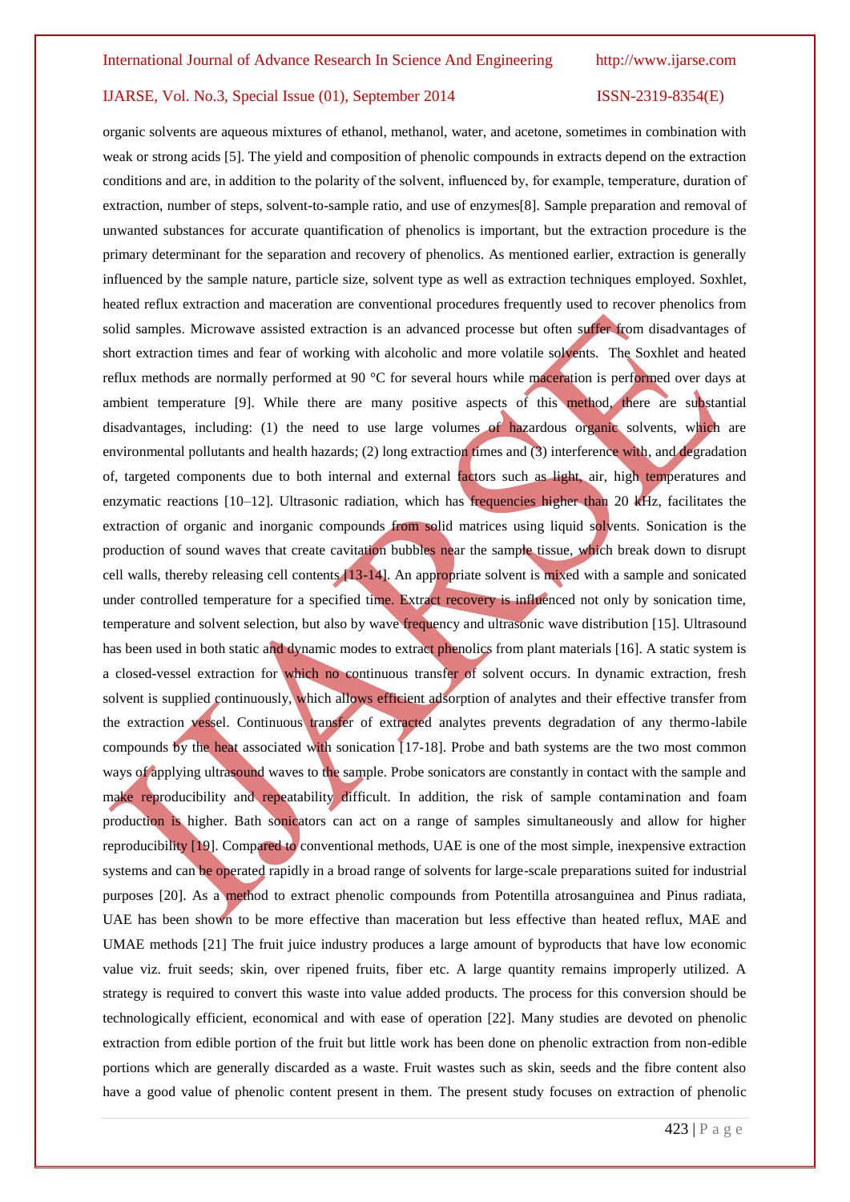organic solvents are aqueous mixtures of ethanol, methanol, water, and acetone, sometimes in combination with weak or strong acids [5]. The yield and composition of phenolic compounds in extracts depend on the extraction conditions and are, in addition to the polarity of the solvent, influenced by, for example, temperature, duration of extraction, number of steps, solvent-to-sample ratio, and use of enzymes[8]. Sample preparation and removal of unwanted substances for accurate quantification of phenolics is important, but the extraction procedure is the primary determinant for the separation and recovery of phenolics. As mentioned earlier, extraction is generally influenced by the sample nature, particle size, solvent type as well as extraction techniques employed. Soxhlet, heated reflux extraction and maceration are conventional procedures frequently used to recover phenolics from solid samples. Microwave assisted extraction is an advanced processe but often suffer from disadvantages of short extraction times and fear of working with alcoholic and more volatile solvents. The Soxhlet and heated reflux methods are normally performed at 90 °C for several hours while maceration is performed over days at ambient temperature [9]. While there are many positive aspects of this method, there are substantial disadvantages, including: (1) the need to use large volumes of hazardous organic solvents, which are environmental pollutants and health hazards; (2) long extraction times and (3) interference with, and degradation of, targeted components due to both internal and external factors such as light, air, high temperatures and enzymatic reactions [10–12]. Ultrasonic radiation, which has frequencies higher than 20 kHz, facilitates the extraction of organic and inorganic compounds from solid matrices using liquid solvents. Sonication is the production of sound waves that create cavitation bubbles near the sample tissue, which break down to disrupt cell walls, thereby releasing cell contents [13-14]. An appropriate solvent is mixed with a sample and sonicated under controlled temperature for a specified time. Extract recovery is influenced not only by sonication time, temperature and solvent selection, but also by wave frequency and ultrasonic wave distribution [15]. Ultrasound has been used in both static and dynamic modes to extract phenolics from plant materials [16]. A static system is a closed-vessel extraction for which no continuous transfer of solvent occurs. In dynamic extraction, fresh solvent is supplied continuously, which allows efficient adsorption of analytes and their effective transfer from the extraction vessel. Continuous transfer of extracted analytes prevents degradation of any thermo-labile compounds by the heat associated with sonication [17-18]. Probe and bath systems are the two most common ways of applying ultrasound waves to the sample. Probe sonicators are constantly in contact with the sample and make reproducibility and repeatability difficult. In addition, the risk of sample contamination and foam production is higher. Bath sonicators can act on a range of samples simultaneously and allow for higher reproducibility [19]. Compared to conventional methods, UAE is one of the most simple, inexpensive extraction systems and can be operated rapidly in a broad range of solvents for large-scale preparations suited for industrial purposes [20]. As a method to extract phenolic compounds from Potentilla atrosanguinea and Pinus radiata, UAE has been shown to be more effective than maceration but less effective than heated reflux, MAE and UMAE methods [21] The fruit juice industry produces a large amount of byproducts that have low economic value viz. fruit seeds; skin, over ripened fruits, fiber etc. A large quantity remains improperly utilized. A strategy is required to convert this waste into value added products. The process for this conversion should be technologically efficient, economical and with ease of operation [22]. Many studies are devoted on phenolic extraction from edible portion of the fruit but little work has been done on phenolic extraction from non-edible portions which are generally discarded as a waste. Fruit wastes such as skin, seeds and the fibre content also have a good value of phenolic content present in them. The present study focuses on extraction of phenolic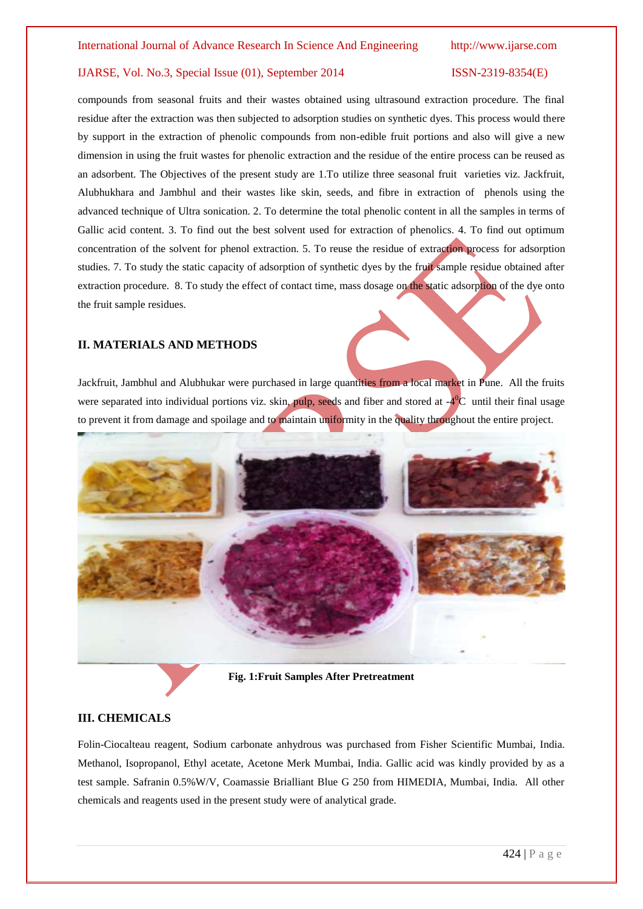compounds from seasonal fruits and their wastes obtained using ultrasound extraction procedure. The final residue after the extraction was then subjected to adsorption studies on synthetic dyes. This process would there by support in the extraction of phenolic compounds from non-edible fruit portions and also will give a new dimension in using the fruit wastes for phenolic extraction and the residue of the entire process can be reused as an adsorbent. The Objectives of the present study are 1.To utilize three seasonal fruit varieties viz. Jackfruit, Alubhukhara and Jambhul and their wastes like skin, seeds, and fibre in extraction of phenols using the advanced technique of Ultra sonication. 2. To determine the total phenolic content in all the samples in terms of Gallic acid content. 3. To find out the best solvent used for extraction of phenolics. 4. To find out optimum concentration of the solvent for phenol extraction. 5. To reuse the residue of extraction process for adsorption studies. 7. To study the static capacity of adsorption of synthetic dyes by the fruit sample residue obtained after extraction procedure. 8. To study the effect of contact time, mass dosage on the static adsorption of the dye onto the fruit sample residues.

## II. MATERIALS AND METHODS

Jackfruit, Jambhul and Alubhukar were purchased in large quantities from a local market in Pune. All the fruits were separated into individual portions viz. skin, pulp, seeds and fiber and stored at -4$^0$C until their final usage to prevent it from damage and spoilage and to maintain uniformity in the quality throughout the entire project.

**Fig. 1:Fruit Samples After Pretreatment**

## III. CHEMICALS

Folin-Ciocalteau reagent, Sodium carbonate anhydrous was purchased from Fisher Scientific Mumbai, India. Methanol, Isopropanol, Ethyl acetate, Acetone Merk Mumbai, India. Gallic acid was kindly provided by as a test sample. Safranin 0.5%W/V, Coamassie Brialliant Blue G 250 from HIMEDIA, Mumbai, India. All other chemicals and reagents used in the present study were of analytical grade.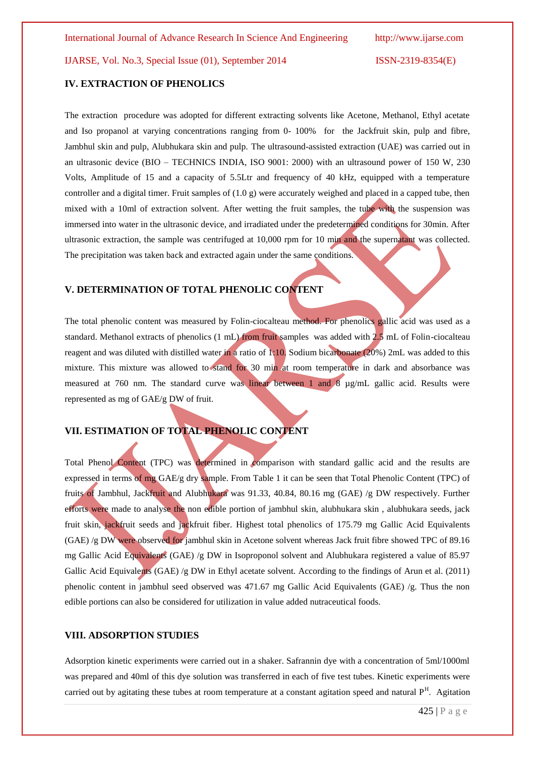## IV. EXTRACTION OF PHENOLICS

The extraction procedure was adopted for different extracting solvents like Acetone, Methanol, Ethyl acetate and Iso propanol at varying concentrations ranging from 0- 100% for the Jackfruit skin, pulp and fibre, Jambhul skin and pulp, Alubhukara skin and pulp. The ultrasound-assisted extraction (UAE) was carried out in an ultrasonic device (BIO – TECHNICS INDIA, ISO 9001: 2000) with an ultrasound power of 150 W, 230 Volts, Amplitude of 15 and a capacity of 5.5Ltr and frequency of 40 kHz, equipped with a temperature controller and a digital timer. Fruit samples of (1.0 g) were accurately weighed and placed in a capped tube, then mixed with a 10ml of extraction solvent. After wetting the fruit samples, the tube with the suspension was immersed into water in the ultrasonic device, and irradiated under the predetermined conditions for 30min. After ultrasonic extraction, the sample was centrifuged at 10,000 rpm for 10 min and the supernatant was collected. The precipitation was taken back and extracted again under the same conditions.

## V. DETERMINATION OF TOTAL PHENOLIC CONTENT

The total phenolic content was measured by Folin-ciocalteau method. For phenolics gallic acid was used as a standard. Methanol extracts of phenolics (1 mL) from fruit samples was added with 2.5 mL of Folin-ciocalteau reagent and was diluted with distilled water in a ratio of 1:10. Sodium bicarbonate (20%) 2mL was added to this mixture. This mixture was allowed to stand for 30 min at room temperature in dark and absorbance was measured at 760 nm. The standard curve was linear between 1 and 8 µg/mL gallic acid. Results were represented as mg of GAE/g DW of fruit.

## VII. ESTIMATION OF TOTAL PHENOLIC CONTENT

Total Phenol Content (TPC) was determined in comparison with standard gallic acid and the results are expressed in terms of mg GAE/g dry sample. From Table 1 it can be seen that Total Phenolic Content (TPC) of fruits of Jambhul, Jackfruit and Alubhukara was 91.33, 40.84, 80.16 mg (GAE) /g DW respectively. Further efforts were made to analyse the non edible portion of jambhul skin, alubhukara skin , alubhukara seeds, jack fruit skin, jackfruit seeds and jackfruit fiber. Highest total phenolics of 175.79 mg Gallic Acid Equivalents (GAE) /g DW were observed for jambhul skin in Acetone solvent whereas Jack fruit fibre showed TPC of 89.16 mg Gallic Acid Equivalents (GAE) /g DW in Isoproponol solvent and Alubhukara registered a value of 85.97 Gallic Acid Equivalents (GAE) /g DW in Ethyl acetate solvent. According to the findings of Arun et al. (2011) phenolic content in jambhul seed observed was 471.67 mg Gallic Acid Equivalents (GAE) /g. Thus the non edible portions can also be considered for utilization in value added nutraceutical foods.

## VIII. ADSORPTION STUDIES

Adsorption kinetic experiments were carried out in a shaker. Safrannin dye with a concentration of 5ml/1000ml was prepared and 40ml of this dye solution was transferred in each of five test tubes. Kinetic experiments were carried out by agitating these tubes at room temperature at a constant agitation speed and natural $P^H$. Agitation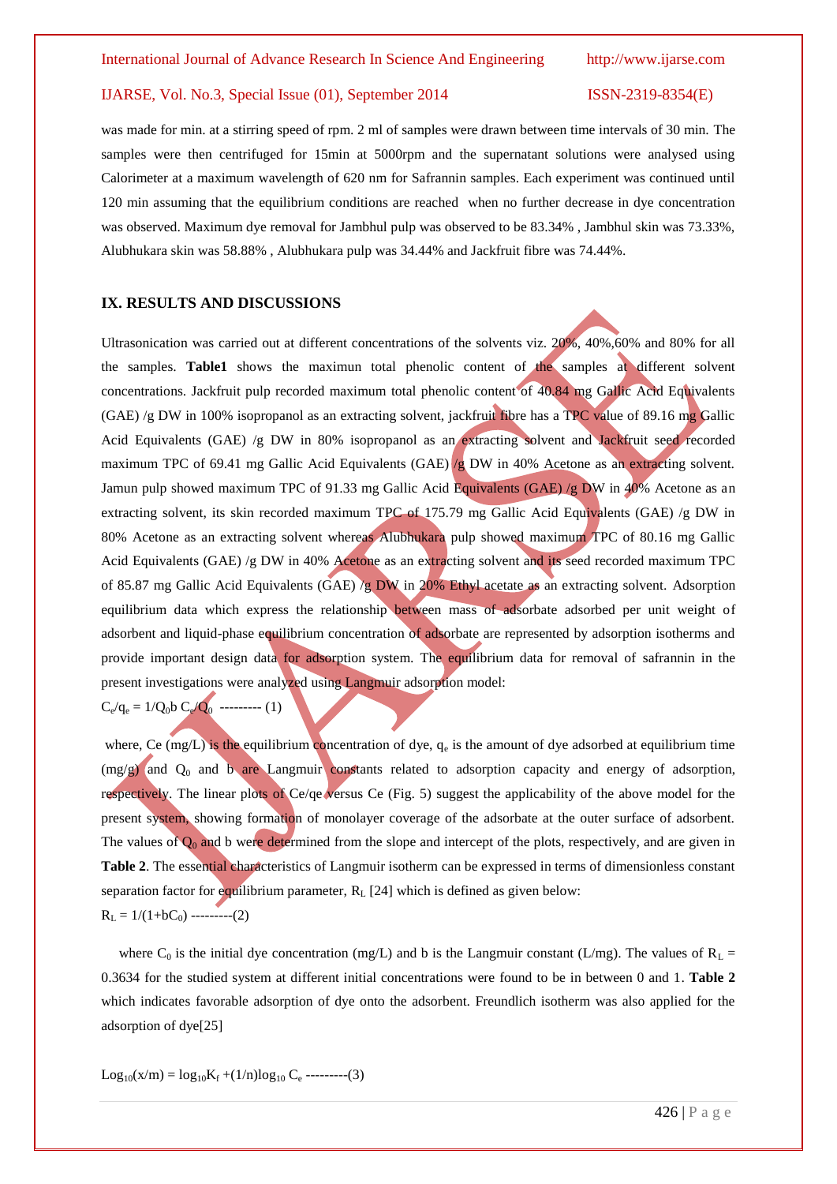was made for min. at a stirring speed of rpm. 2 ml of samples were drawn between time intervals of 30 min. The samples were then centrifuged for 15min at 5000rpm and the supernatant solutions were analysed using Calorimeter at a maximum wavelength of 620 nm for Safrannin samples. Each experiment was continued until 120 min assuming that the equilibrium conditions are reached when no further decrease in dye concentration was observed. Maximum dye removal for Jambhul pulp was observed to be 83.34% , Jambhul skin was 73.33%, Alubhukara skin was 58.88% , Alubhukara pulp was 34.44% and Jackfruit fibre was 74.44%.

## IX. RESULTS AND DISCUSSIONS

Ultrasonication was carried out at different concentrations of the solvents viz. 20%, 40%,60% and 80% for all the samples. **Table1** shows the maximun total phenolic content of the samples at different solvent concentrations. Jackfruit pulp recorded maximum total phenolic content of 40.84 mg Gallic Acid Equivalents (GAE) /g DW in 100% isopropanol as an extracting solvent, jackfruit fibre has a TPC value of 89.16 mg Gallic Acid Equivalents (GAE) /g DW in 80% isopropanol as an extracting solvent and Jackfruit seed recorded maximum TPC of 69.41 mg Gallic Acid Equivalents (GAE) /g DW in 40% Acetone as an extracting solvent. Jamun pulp showed maximum TPC of 91.33 mg Gallic Acid Equivalents (GAE) /g DW in 40% Acetone as an extracting solvent, its skin recorded maximum TPC of 175.79 mg Gallic Acid Equivalents (GAE) /g DW in 80% Acetone as an extracting solvent whereas Alubhukara pulp showed maximum TPC of 80.16 mg Gallic Acid Equivalents (GAE) /g DW in 40% Acetone as an extracting solvent and its seed recorded maximum TPC of 85.87 mg Gallic Acid Equivalents (GAE) /g DW in 20% Ethyl acetate as an extracting solvent. Adsorption equilibrium data which express the relationship between mass of adsorbate adsorbed per unit weight of adsorbent and liquid-phase equilibrium concentration of adsorbate are represented by adsorption isotherms and provide important design data for adsorption system. The equilibrium data for removal of safrannin in the present investigations were analyzed using Langmuir adsorption model:

$$C_e/q_e = 1/Q_0 b \; C_e/Q_0 \quad \text{---------} \; (1)$$

where, Ce (mg/L) is the equilibrium concentration of dye, $q_e$ is the amount of dye adsorbed at equilibrium time (mg/g) and $Q_0$ and b are Langmuir constants related to adsorption capacity and energy of adsorption, respectively. The linear plots of Ce/qe versus Ce (Fig. 5) suggest the applicability of the above model for the present system, showing formation of monolayer coverage of the adsorbate at the outer surface of adsorbent. The values of $Q_0$ and b were determined from the slope and intercept of the plots, respectively, and are given in **Table 2**. The essential characteristics of Langmuir isotherm can be expressed in terms of dimensionless constant separation factor for equilibrium parameter, $R_L$ [24] which is defined as given below:

$$R_L = 1/(1+bC_0) \quad \text{---------}(2)$$

where $C_0$ is the initial dye concentration (mg/L) and b is the Langmuir constant (L/mg). The values of $R_L$ = 0.3634 for the studied system at different initial concentrations were found to be in between 0 and 1. **Table 2** which indicates favorable adsorption of dye onto the adsorbent. Freundlich isotherm was also applied for the adsorption of dye[25]

$$\text{Log}_{10}(x/m) = \log_{10}K_f + (1/n)\log_{10} C_e \quad \text{---------}(3)$$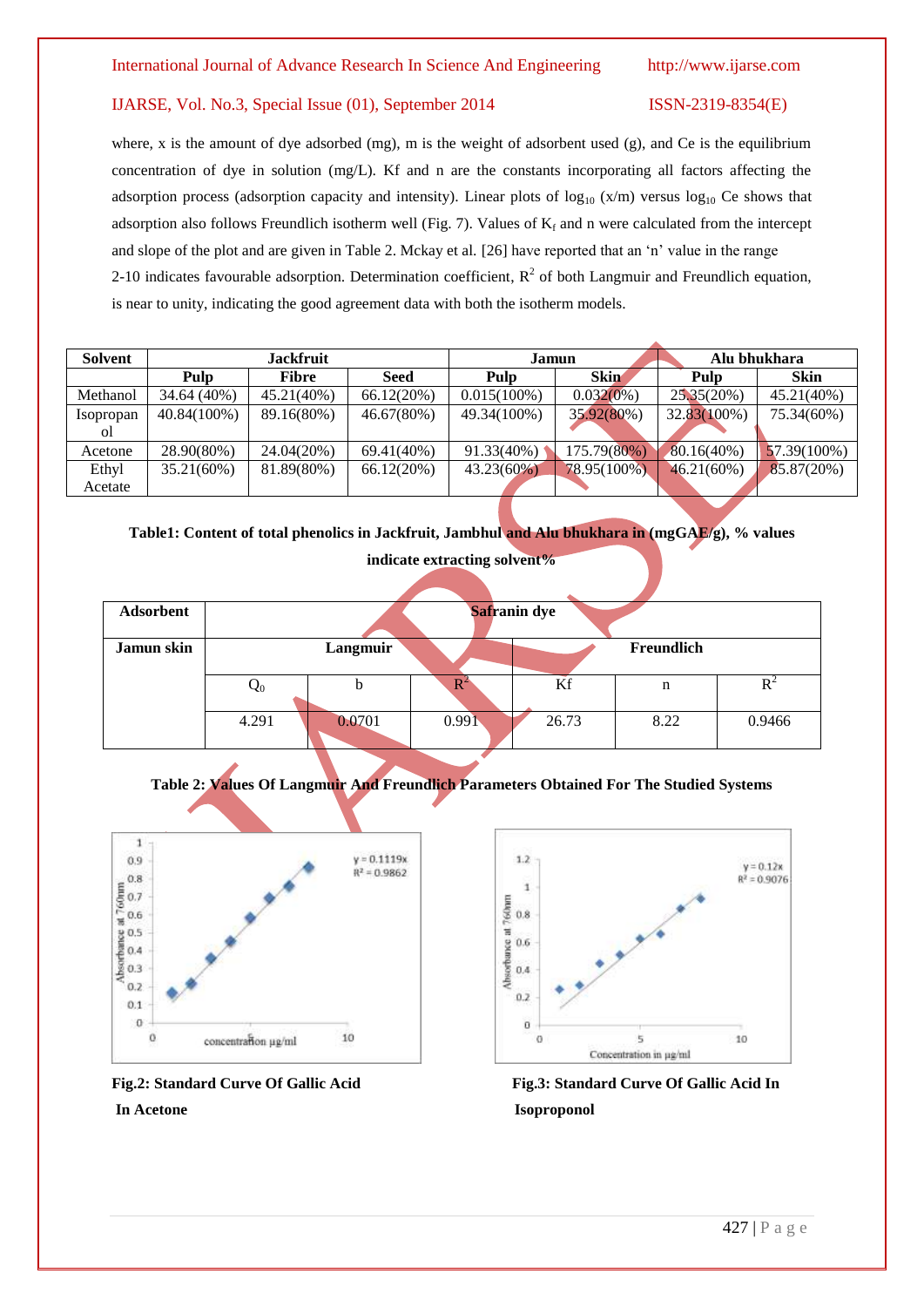where, x is the amount of dye adsorbed (mg), m is the weight of adsorbent used (g), and Ce is the equilibrium concentration of dye in solution (mg/L). Kf and n are the constants incorporating all factors affecting the adsorption process (adsorption capacity and intensity). Linear plots of $\log_{10}$ (x/m) versus $\log_{10}$ Ce shows that adsorption also follows Freundlich isotherm well (Fig. 7). Values of $K_f$ and n were calculated from the intercept and slope of the plot and are given in Table 2. Mckay et al. [26] have reported that an 'n' value in the range 2-10 indicates favourable adsorption. Determination coefficient, $R^2$ of both Langmuir and Freundlich equation, is near to unity, indicating the good agreement data with both the isotherm models.

| Solvent | Jackfruit | | | Jamun | | Alu bhukhara | |
|---|---|---|---|---|---|---|---|
| | Pulp | Fibre | Seed | Pulp | Skin | Pulp | Skin |
| Methanol | 34.64 (40%) | 45.21(40%) | 66.12(20%) | 0.015(100%) | 0.032(0%) | 25.35(20%) | 45.21(40%) |
| Isopropanol | 40.84(100%) | 89.16(80%) | 46.67(80%) | 49.34(100%) | 35.92(80%) | 32.83(100%) | 75.34(60%) |
| Acetone | 28.90(80%) | 24.04(20%) | 69.41(40%) | 91.33(40%) | 175.79(80%) | 80.16(40%) | 57.39(100%) |
| Ethyl Acetate | 35.21(60%) | 81.89(80%) | 66.12(20%) | 43.23(60%) | 78.95(100%) | 46.21(60%) | 85.87(20%) |

**Table1: Content of total phenolics in Jackfruit, Jambhul and Alu bhukhara in (mgGAE/g), % values indicate extracting solvent%**

| Adsorbent | Safranin dye | | | | | |
|---|---|---|---|---|---|---|
| Jamun skin | Langmuir | | | Freundlich | | |
| | $Q_0$ | b | $R^2$ | Kf | n | $R^2$ |
| | 4.291 | 0.0701 | 0.991 | 26.73 | 8.22 | 0.9466 |

**Table 2: Values Of Langmuir And Freundlich Parameters Obtained For The Studied Systems**

**Fig.2: Standard Curve Of Gallic Acid In Acetone**

**Fig.3: Standard Curve Of Gallic Acid In Isoproponol**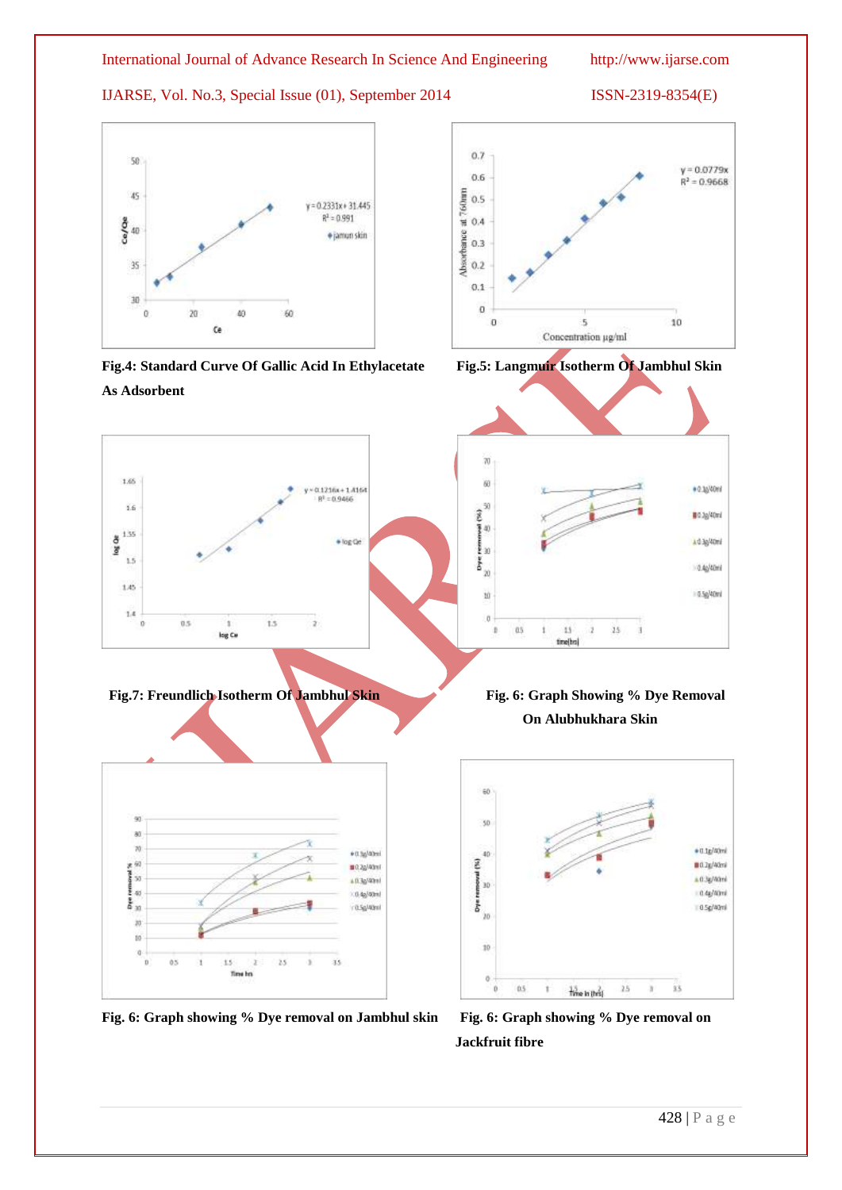**Fig.4: Standard Curve Of Gallic Acid In Ethylacetate As Adsorbent**

**Fig.5: Langmuir Isotherm Of Jambhul Skin**

**Fig.7: Freundlich Isotherm Of Jambhul Skin**

**Fig. 6: Graph Showing % Dye Removal On Alubhukhara Skin**

**Fig. 6: Graph showing % Dye removal on Jambhul skin**

**Fig. 6: Graph showing % Dye removal on Jackfruit fibre**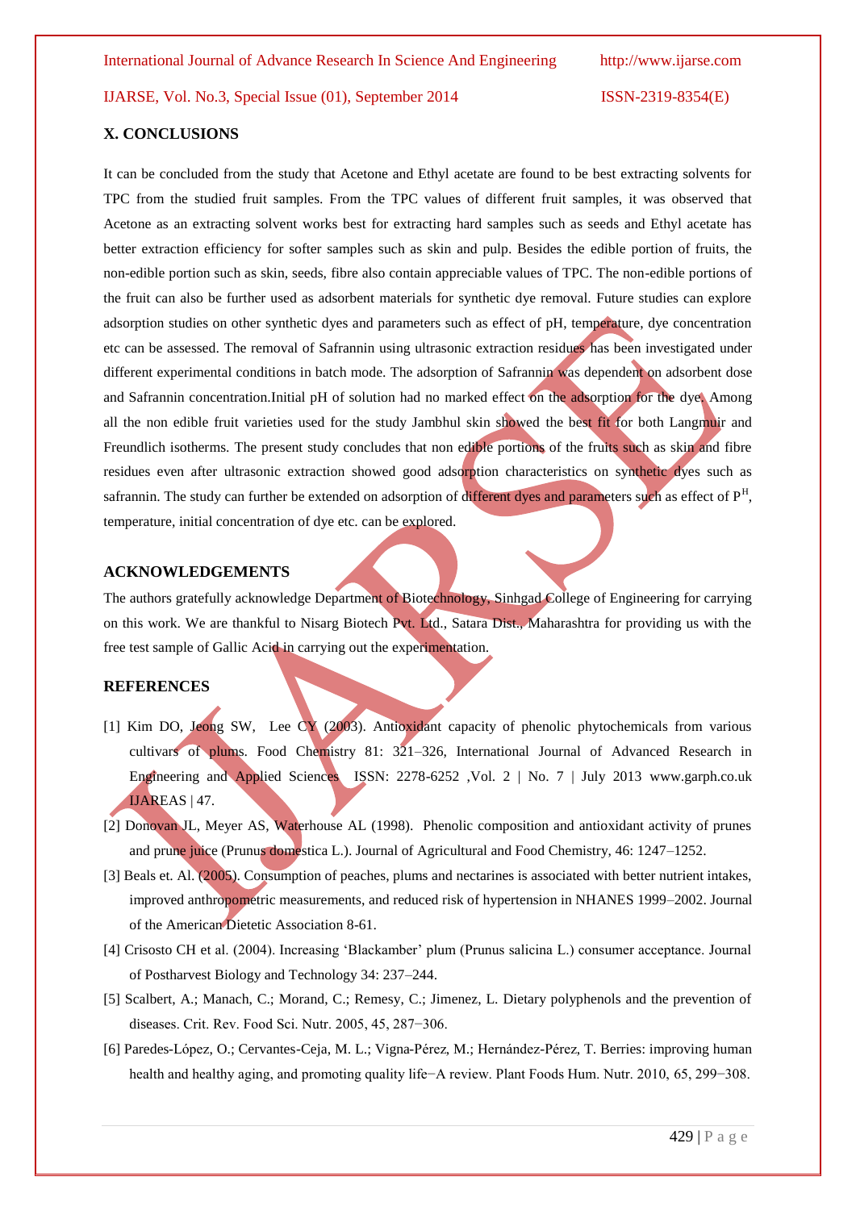## X. CONCLUSIONS

It can be concluded from the study that Acetone and Ethyl acetate are found to be best extracting solvents for TPC from the studied fruit samples. From the TPC values of different fruit samples, it was observed that Acetone as an extracting solvent works best for extracting hard samples such as seeds and Ethyl acetate has better extraction efficiency for softer samples such as skin and pulp. Besides the edible portion of fruits, the non-edible portion such as skin, seeds, fibre also contain appreciable values of TPC. The non-edible portions of the fruit can also be further used as adsorbent materials for synthetic dye removal. Future studies can explore adsorption studies on other synthetic dyes and parameters such as effect of pH, temperature, dye concentration etc can be assessed. The removal of Safrannin using ultrasonic extraction residues has been investigated under different experimental conditions in batch mode. The adsorption of Safrannin was dependent on adsorbent dose and Safrannin concentration.Initial pH of solution had no marked effect on the adsorption for the dye. Among all the non edible fruit varieties used for the study Jambhul skin showed the best fit for both Langmuir and Freundlich isotherms. The present study concludes that non edible portions of the fruits such as skin and fibre residues even after ultrasonic extraction showed good adsorption characteristics on synthetic dyes such as safrannin. The study can further be extended on adsorption of different dyes and parameters such as effect of $P^H$, temperature, initial concentration of dye etc. can be explored.

## ACKNOWLEDGEMENTS

The authors gratefully acknowledge Department of Biotechnology, Sinhgad College of Engineering for carrying on this work. We are thankful to Nisarg Biotech Pvt. Ltd., Satara Dist., Maharashtra for providing us with the free test sample of Gallic Acid in carrying out the experimentation.

## REFERENCES

[1] Kim DO, Jeong SW, Lee CY (2003). Antioxidant capacity of phenolic phytochemicals from various cultivars of plums. Food Chemistry 81: 321–326, International Journal of Advanced Research in Engineering and Applied Sciences ISSN: 2278-6252 ,Vol. 2 | No. 7 | July 2013 www.garph.co.uk IJAREAS | 47.

[2] Donovan JL, Meyer AS, Waterhouse AL (1998). Phenolic composition and antioxidant activity of prunes and prune juice (Prunus domestica L.). Journal of Agricultural and Food Chemistry, 46: 1247–1252.

[3] Beals et. Al. (2005). Consumption of peaches, plums and nectarines is associated with better nutrient intakes, improved anthropometric measurements, and reduced risk of hypertension in NHANES 1999–2002. Journal of the American Dietetic Association 8-61.

[4] Crisosto CH et al. (2004). Increasing 'Blackamber' plum (Prunus salicina L.) consumer acceptance. Journal of Postharvest Biology and Technology 34: 237–244.

[5] Scalbert, A.; Manach, C.; Morand, C.; Remesy, C.; Jimenez, L. Dietary polyphenols and the prevention of diseases. Crit. Rev. Food Sci. Nutr. 2005, 45, 287−306.

[6] Paredes-López, O.; Cervantes-Ceja, M. L.; Vigna-Pérez, M.; Hernández-Pérez, T. Berries: improving human health and healthy aging, and promoting quality life−A review. Plant Foods Hum. Nutr. 2010, 65, 299−308.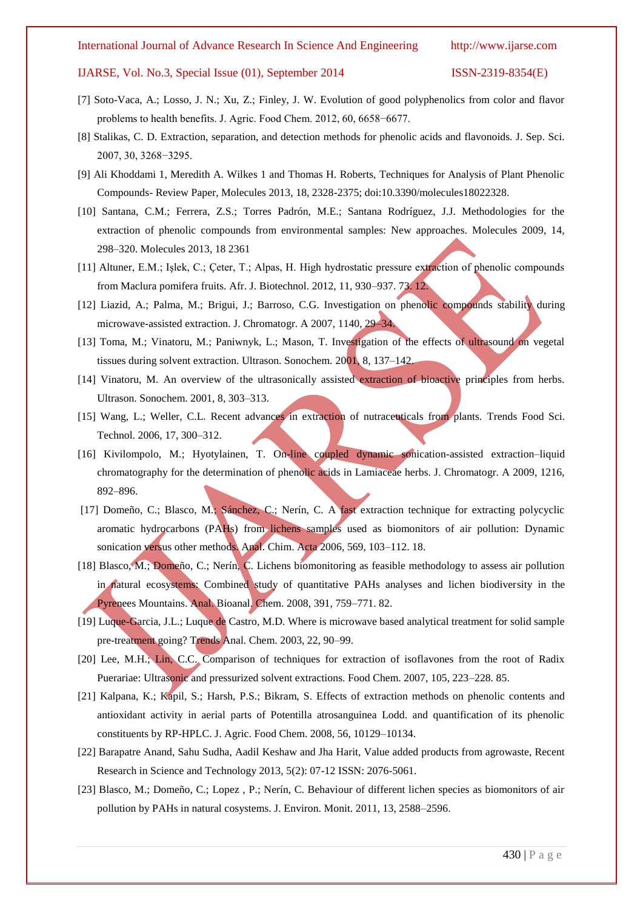[7] Soto-Vaca, A.; Losso, J. N.; Xu, Z.; Finley, J. W. Evolution of good polyphenolics from color and flavor problems to health benefits. J. Agric. Food Chem. 2012, 60, 6658−6677.

[8] Stalikas, C. D. Extraction, separation, and detection methods for phenolic acids and flavonoids. J. Sep. Sci. 2007, 30, 3268−3295.

[9] Ali Khoddami 1, Meredith A. Wilkes 1 and Thomas H. Roberts, Techniques for Analysis of Plant Phenolic Compounds- Review Paper, Molecules 2013, 18, 2328-2375; doi:10.3390/molecules18022328.

[10] Santana, C.M.; Ferrera, Z.S.; Torres Padrón, M.E.; Santana Rodríguez, J.J. Methodologies for the extraction of phenolic compounds from environmental samples: New approaches. Molecules 2009, 14, 298–320. Molecules 2013, 18 2361

[11] Altuner, E.M.; Işlek, C.; Çeter, T.; Alpas, H. High hydrostatic pressure extraction of phenolic compounds from Maclura pomifera fruits. Afr. J. Biotechnol. 2012, 11, 930–937. 73. 12.

[12] Liazid, A.; Palma, M.; Brigui, J.; Barroso, C.G. Investigation on phenolic compounds stability during microwave-assisted extraction. J. Chromatogr. A 2007, 1140, 29–34.

[13] Toma, M.; Vinatoru, M.; Paniwnyk, L.; Mason, T. Investigation of the effects of ultrasound on vegetal tissues during solvent extraction. Ultrason. Sonochem. 2001, 8, 137–142.

[14] Vinatoru, M. An overview of the ultrasonically assisted extraction of bioactive principles from herbs. Ultrason. Sonochem. 2001, 8, 303–313.

[15] Wang, L.; Weller, C.L. Recent advances in extraction of nutraceuticals from plants. Trends Food Sci. Technol. 2006, 17, 300–312.

[16] Kivilompolo, M.; Hyotylainen, T. On-line coupled dynamic sonication-assisted extraction–liquid chromatography for the determination of phenolic acids in Lamiaceae herbs. J. Chromatogr. A 2009, 1216, 892–896.

[17] Domeño, C.; Blasco, M.; Sánchez, C.; Nerín, C. A fast extraction technique for extracting polycyclic aromatic hydrocarbons (PAHs) from lichens samples used as biomonitors of air pollution: Dynamic sonication versus other methods. Anal. Chim. Acta 2006, 569, 103–112. 18.

[18] Blasco, M.; Domeño, C.; Nerín, C. Lichens biomonitoring as feasible methodology to assess air pollution in natural ecosystems: Combined study of quantitative PAHs analyses and lichen biodiversity in the Pyrenees Mountains. Anal. Bioanal. Chem. 2008, 391, 759–771. 82.

[19] Luque-Garcia, J.L.; Luque de Castro, M.D. Where is microwave based analytical treatment for solid sample pre-treatment going? Trends Anal. Chem. 2003, 22, 90–99.

[20] Lee, M.H.; Lin, C.C. Comparison of techniques for extraction of isoflavones from the root of Radix Puerariae: Ultrasonic and pressurized solvent extractions. Food Chem. 2007, 105, 223–228. 85.

[21] Kalpana, K.; Kapil, S.; Harsh, P.S.; Bikram, S. Effects of extraction methods on phenolic contents and antioxidant activity in aerial parts of Potentilla atrosanguinea Lodd. and quantification of its phenolic constituents by RP-HPLC. J. Agric. Food Chem. 2008, 56, 10129–10134.

[22] Barapatre Anand, Sahu Sudha, Aadil Keshaw and Jha Harit, Value added products from agrowaste, Recent Research in Science and Technology 2013, 5(2): 07-12 ISSN: 2076-5061.

[23] Blasco, M.; Domeño, C.; Lopez , P.; Nerín, C. Behaviour of different lichen species as biomonitors of air pollution by PAHs in natural cosystems. J. Environ. Monit. 2011, 13, 2588–2596.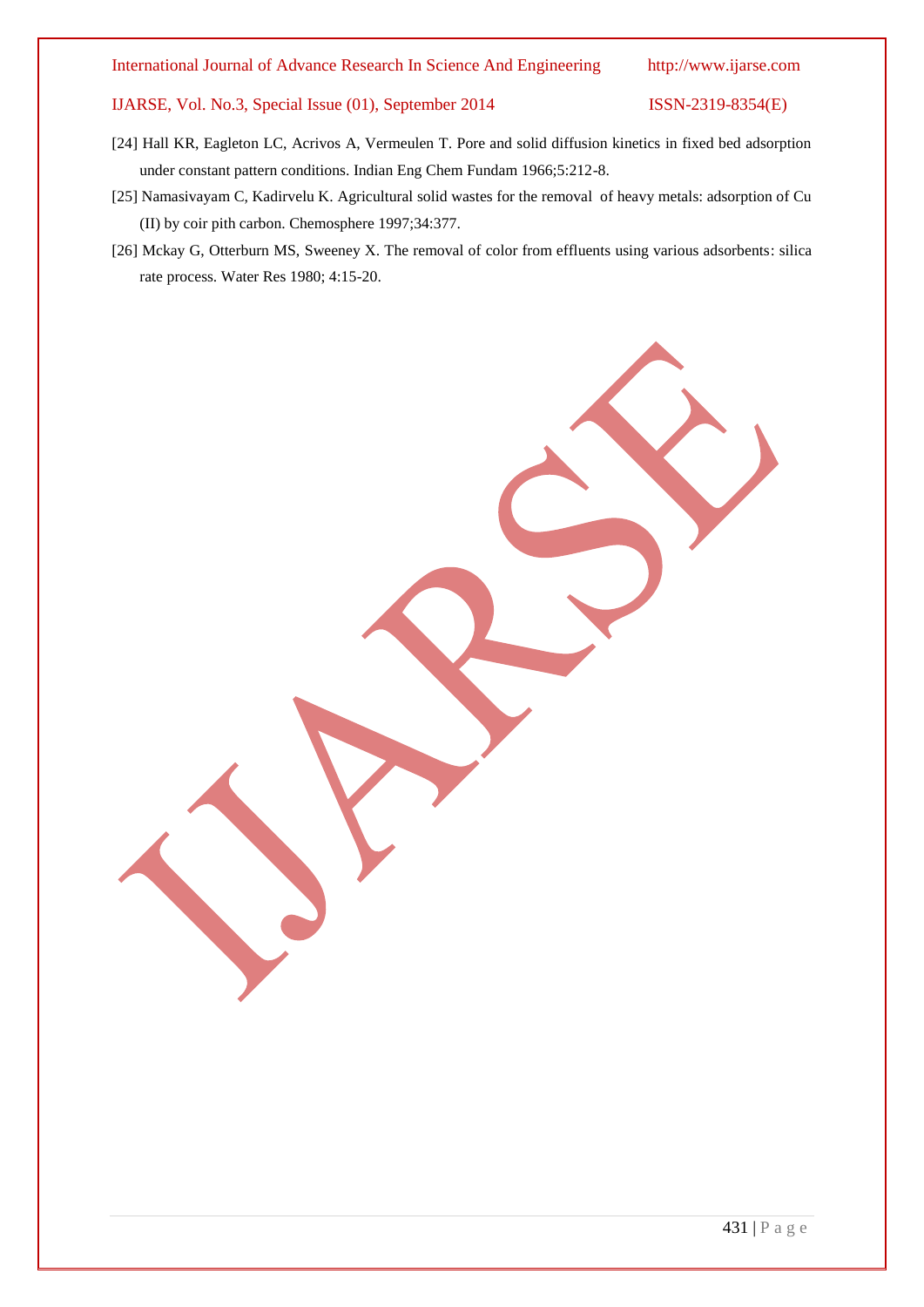[24] Hall KR, Eagleton LC, Acrivos A, Vermeulen T. Pore and solid diffusion kinetics in fixed bed adsorption under constant pattern conditions. Indian Eng Chem Fundam 1966;5:212-8.

[25] Namasivayam C, Kadirvelu K. Agricultural solid wastes for the removal of heavy metals: adsorption of Cu (II) by coir pith carbon. Chemosphere 1997;34:377.

[26] Mckay G, Otterburn MS, Sweeney X. The removal of color from effluents using various adsorbents: silica rate process. Water Res 1980; 4:15-20.